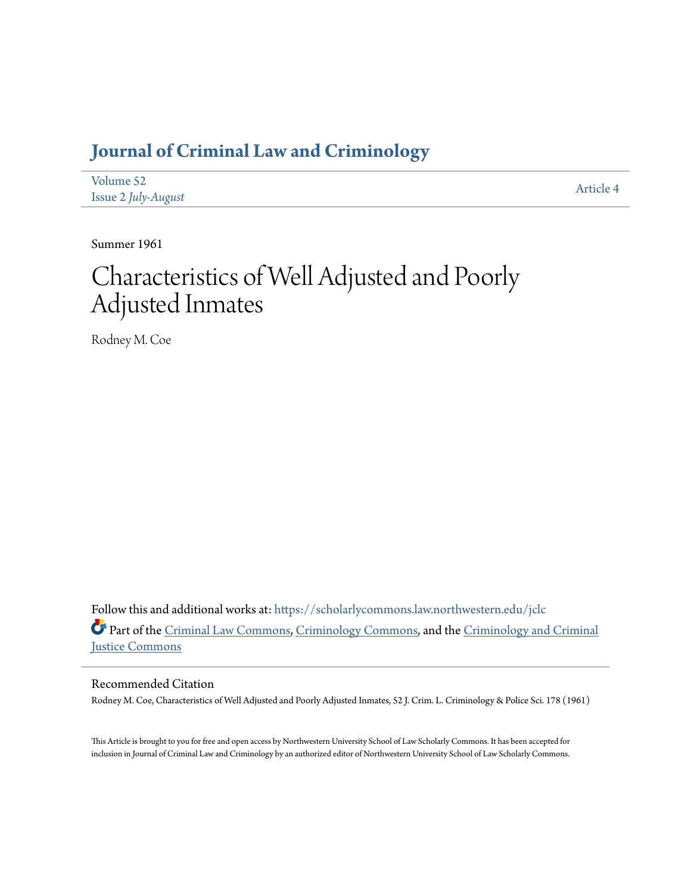# Journal of Criminal Law and Criminology

Volume 52
Issue 2 *July-August*

Article 4

Summer 1961

# Characteristics of Well Adjusted and Poorly Adjusted Inmates

Rodney M. Coe

Follow this and additional works at: https://scholarlycommons.law.northwestern.edu/jclc

Part of the Criminal Law Commons, Criminology Commons, and the Criminology and Criminal Justice Commons

## Recommended Citation

Rodney M. Coe, Characteristics of Well Adjusted and Poorly Adjusted Inmates, 52 J. Crim. L. Criminology & Police Sci. 178 (1961)

This Article is brought to you for free and open access by Northwestern University School of Law Scholarly Commons. It has been accepted for inclusion in Journal of Criminal Law and Criminology by an authorized editor of Northwestern University School of Law Scholarly Commons.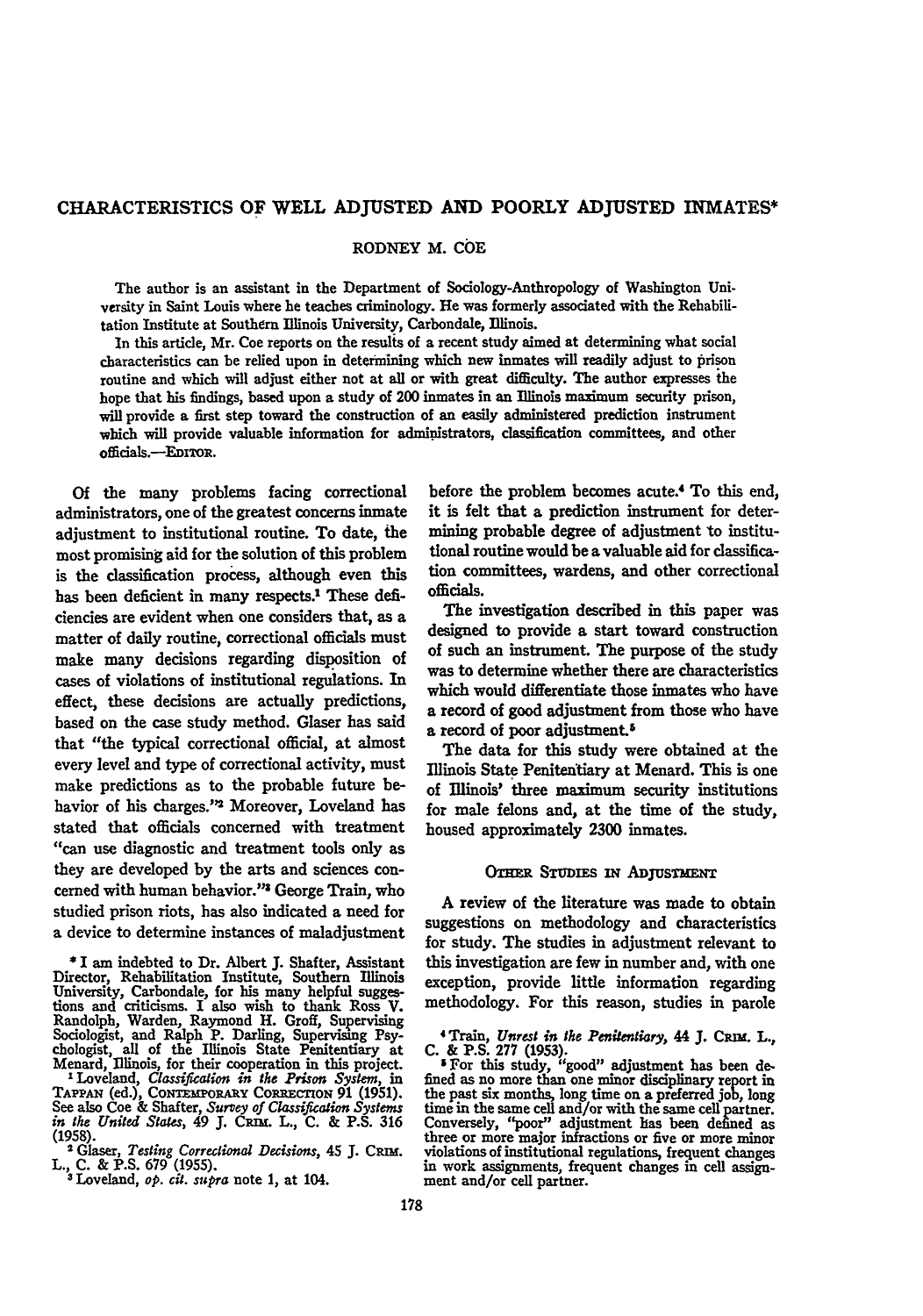# CHARACTERISTICS OF WELL ADJUSTED AND POORLY ADJUSTED INMATES*

RODNEY M. COE

The author is an assistant in the Department of Sociology-Anthropology of Washington University in Saint Louis where he teaches criminology. He was formerly associated with the Rehabilitation Institute at Southern Illinois University, Carbondale, Illinois.

In this article, Mr. Coe reports on the results of a recent study aimed at determining what social characteristics can be relied upon in determining which new inmates will readily adjust to prison routine and which will adjust either not at all or with great difficulty. The author expresses the hope that his findings, based upon a study of 200 inmates in an Illinois maximum security prison, will provide a first step toward the construction of an easily administered prediction instrument which will provide valuable information for administrators, classification committees, and other officials.—EDITOR.

Of the many problems facing correctional administrators, one of the greatest concerns inmate adjustment to institutional routine. To date, the most promising aid for the solution of this problem is the classification process, although even this has been deficient in many respects.[1] These deficiencies are evident when one considers that, as a matter of daily routine, correctional officials must make many decisions regarding disposition of cases of violations of institutional regulations. In effect, these decisions are actually predictions, based on the case study method. Glaser has said that "the typical correctional official, at almost every level and type of correctional activity, must make predictions as to the probable future behavior of his charges."[2] Moreover, Loveland has stated that officials concerned with treatment "can use diagnostic and treatment tools only as they are developed by the arts and sciences concerned with human behavior."[3] George Train, who studied prison riots, has also indicated a need for a device to determine instances of maladjustment before the problem becomes acute.[4] To this end, it is felt that a prediction instrument for determining probable degree of adjustment to institutional routine would be a valuable aid for classification committees, wardens, and other correctional officials.

The investigation described in this paper was designed to provide a start toward construction of such an instrument. The purpose of the study was to determine whether there are characteristics which would differentiate those inmates who have a record of good adjustment from those who have a record of poor adjustment.[5]

The data for this study were obtained at the Illinois State Penitentiary at Menard. This is one of Illinois' three maximum security institutions for male felons and, at the time of the study, housed approximately 2300 inmates.

## OTHER STUDIES IN ADJUSTMENT

A review of the literature was made to obtain suggestions on methodology and characteristics for study. The studies in adjustment relevant to this investigation are few in number and, with one exception, provide little information regarding methodology. For this reason, studies in parole

---

\* I am indebted to Dr. Albert J. Shafter, Assistant Director, Rehabilitation Institute, Southern Illinois University, Carbondale, for his many helpful suggestions and criticisms. I also wish to thank Ross V. Randolph, Warden, Raymond H. Groff, Supervising Sociologist, and Ralph P. Darling, Supervising Psychologist, all of the Illinois State Penitentiary at Menard, Illinois, for their cooperation in this project.

[1] Loveland, *Classification in the Prison System*, in TAPPAN (ed.), CONTEMPORARY CORRECTION 91 (1951). See also Coe & Shafter, *Survey of Classification Systems in the United States*, 49 J. CRIM. L., C. & P.S. 316 (1958).

[2] Glaser, *Testing Correctional Decisions*, 45 J. CRIM. L., C. & P.S. 679 (1955).

[3] Loveland, *op. cit. supra* note 1, at 104.

[4] Train, *Unrest in the Penitentiary*, 44 J. CRIM. L., C. & P.S. 277 (1953).

[5] For this study, "good" adjustment has been defined as no more than one minor disciplinary report in the past six months, long time on a preferred job, long time in the same cell and/or with the same cell partner. Conversely, "poor" adjustment has been defined as three or more major infractions or five or more minor violations of institutional regulations, frequent changes in work assignments, frequent changes in cell assignment and/or cell partner.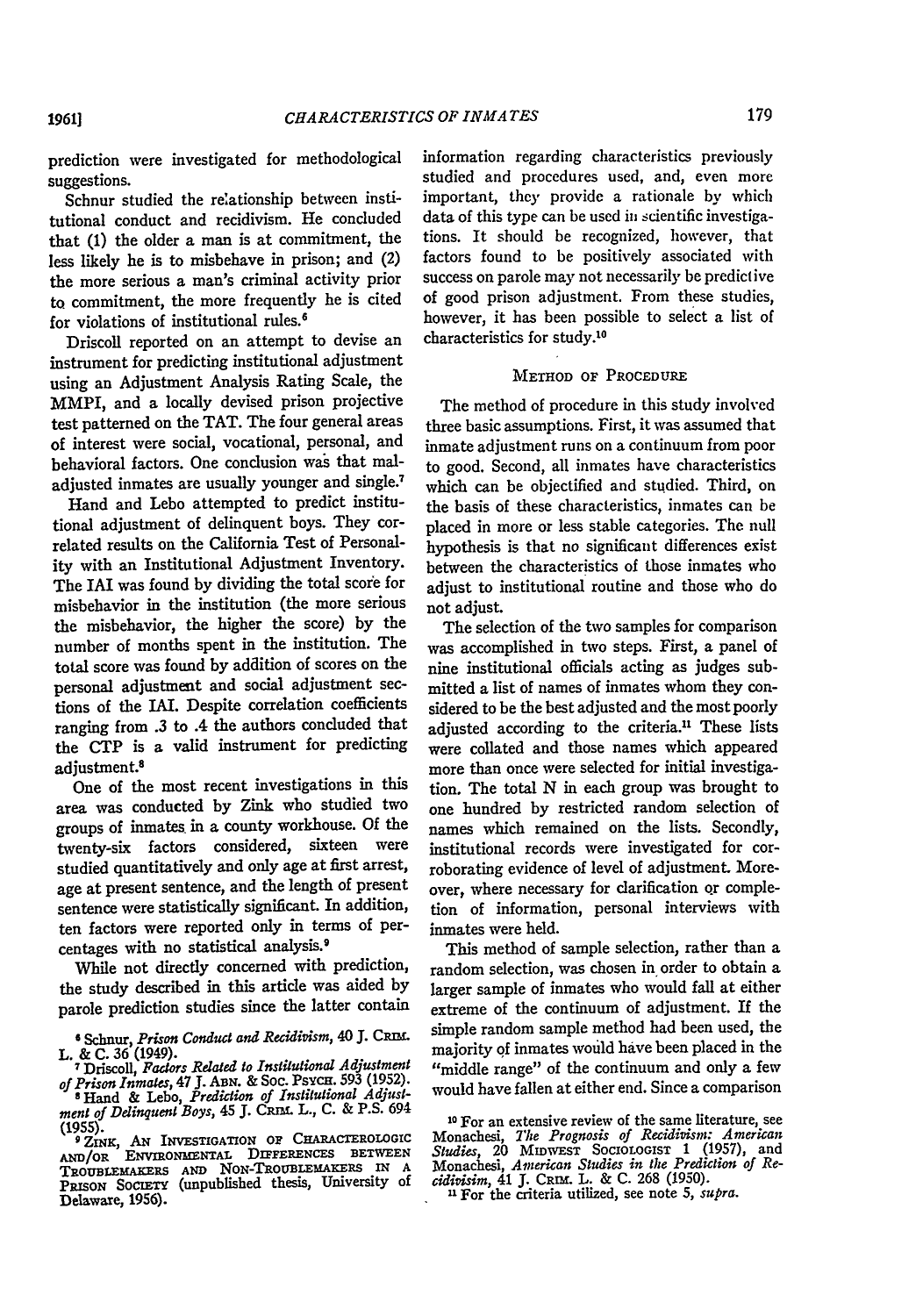prediction were investigated for methodological suggestions.

Schnur studied the relationship between institutional conduct and recidivism. He concluded that (1) the older a man is at commitment, the less likely he is to misbehave in prison; and (2) the more serious a man's criminal activity prior to commitment, the more frequently he is cited for violations of institutional rules.[6]

Driscoll reported on an attempt to devise an instrument for predicting institutional adjustment using an Adjustment Analysis Rating Scale, the MMPI, and a locally devised prison projective test patterned on the TAT. The four general areas of interest were social, vocational, personal, and behavioral factors. One conclusion was that maladjusted inmates are usually younger and single.[7]

Hand and Lebo attempted to predict institutional adjustment of delinquent boys. They correlated results on the California Test of Personality with an Institutional Adjustment Inventory. The IAI was found by dividing the total score for misbehavior in the institution (the more serious the misbehavior, the higher the score) by the number of months spent in the institution. The total score was found by addition of scores on the personal adjustment and social adjustment sections of the IAI. Despite correlation coefficients ranging from .3 to .4 the authors concluded that the CTP is a valid instrument for predicting adjustment.[8]

One of the most recent investigations in this area was conducted by Zink who studied two groups of inmates in a county workhouse. Of the twenty-six factors considered, sixteen were studied quantitatively and only age at first arrest, age at present sentence, and the length of present sentence were statistically significant. In addition, ten factors were reported only in terms of percentages with no statistical analysis.[9]

While not directly concerned with prediction, the study described in this article was aided by parole prediction studies since the latter contain information regarding characteristics previously studied and procedures used, and, even more important, they provide a rationale by which data of this type can be used in scientific investigations. It should be recognized, however, that factors found to be positively associated with success on parole may not necessarily be predictive of good prison adjustment. From these studies, however, it has been possible to select a list of characteristics for study.[10]

## Method of Procedure

The method of procedure in this study involved three basic assumptions. First, it was assumed that inmate adjustment runs on a continuum from poor to good. Second, all inmates have characteristics which can be objectified and studied. Third, on the basis of these characteristics, inmates can be placed in more or less stable categories. The null hypothesis is that no significant differences exist between the characteristics of those inmates who adjust to institutional routine and those who do not adjust.

The selection of the two samples for comparison was accomplished in two steps. First, a panel of nine institutional officials acting as judges submitted a list of names of inmates whom they considered to be the best adjusted and the most poorly adjusted according to the criteria.[11] These lists were collated and those names which appeared more than once were selected for initial investigation. The total N in each group was brought to one hundred by restricted random selection of names which remained on the lists. Secondly, institutional records were investigated for corroborating evidence of level of adjustment. Moreover, where necessary for clarification or completion of information, personal interviews with inmates were held.

This method of sample selection, rather than a random selection, was chosen in order to obtain a larger sample of inmates who would fall at either extreme of the continuum of adjustment. If the simple random sample method had been used, the majority of inmates would have been placed in the "middle range" of the continuum and only a few would have fallen at either end. Since a comparison

---

[6] Schnur, *Prison Conduct and Recidivism*, 40 J. Crim. L. & C. 36 (1949).

[7] Driscoll, *Factors Related to Institutional Adjustment of Prison Inmates*, 47 J. Abn. & Soc. Psych. 593 (1952).

[8] Hand & Lebo, *Prediction of Institutional Adjustment of Delinquent Boys*, 45 J. Crim. L., C. & P.S. 694 (1955).

[9] Zink, An Investigation of Characterologic and/or Environmental Differences between Troublemakers and Non-Troublemakers in a Prison Society (unpublished thesis, University of Delaware, 1956).

[10] For an extensive review of the same literature, see Monachesi, *The Prognosis of Recidivism: American Studies*, 20 Midwest Sociologist 1 (1957), and Monachesi, *American Studies in the Prediction of Recidivism*, 41 J. Crim. L. & C. 268 (1950).

[11] For the criteria utilized, see note 5, *supra*.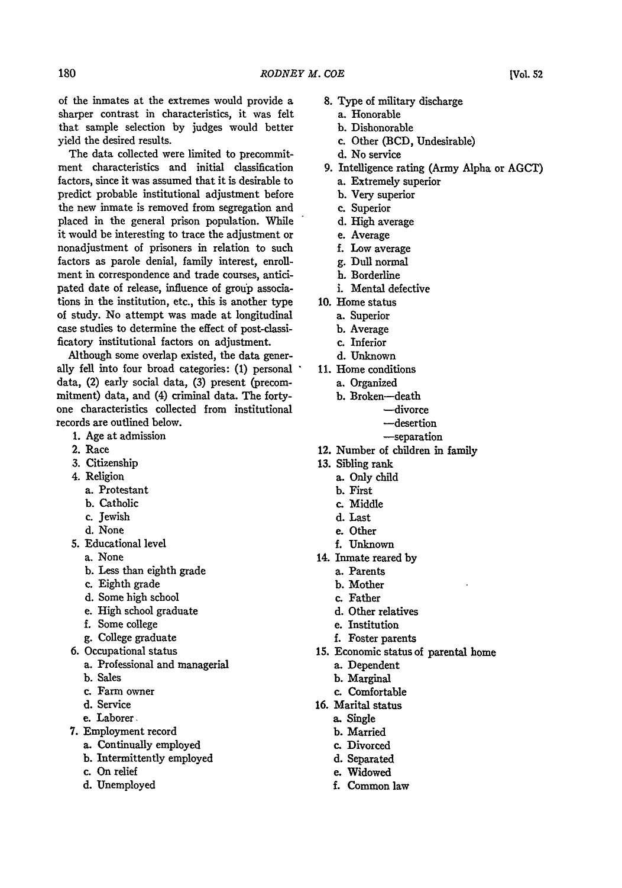of the inmates at the extremes would provide a sharper contrast in characteristics, it was felt that sample selection by judges would better yield the desired results.

The data collected were limited to precommitment characteristics and initial classification factors, since it was assumed that it is desirable to predict probable institutional adjustment before the new inmate is removed from segregation and placed in the general prison population. While it would be interesting to trace the adjustment or nonadjustment of prisoners in relation to such factors as parole denial, family interest, enrollment in correspondence and trade courses, anticipated date of release, influence of group associations in the institution, etc., this is another type of study. No attempt was made at longitudinal case studies to determine the effect of post-classificatory institutional factors on adjustment.

Although some overlap existed, the data generally fell into four broad categories: (1) personal data, (2) early social data, (3) present (precommitment) data, and (4) criminal data. The forty-one characteristics collected from institutional records are outlined below.

1. Age at admission
2. Race
3. Citizenship
4. Religion
   a. Protestant
   b. Catholic
   c. Jewish
   d. None
5. Educational level
   a. None
   b. Less than eighth grade
   c. Eighth grade
   d. Some high school
   e. High school graduate
   f. Some college
   g. College graduate
6. Occupational status
   a. Professional and managerial
   b. Sales
   c. Farm owner
   d. Service
   e. Laborer
7. Employment record
   a. Continually employed
   b. Intermittently employed
   c. On relief
   d. Unemployed
8. Type of military discharge
   a. Honorable
   b. Dishonorable
   c. Other (BCD, Undesirable)
   d. No service
9. Intelligence rating (Army Alpha or AGCT)
   a. Extremely superior
   b. Very superior
   c. Superior
   d. High average
   e. Average
   f. Low average
   g. Dull normal
   h. Borderline
   i. Mental defective
10. Home status
    a. Superior
    b. Average
    c. Inferior
    d. Unknown
11. Home conditions
    a. Organized
    b. Broken—death
       —divorce
       —desertion
       —separation
12. Number of children in family
13. Sibling rank
    a. Only child
    b. First
    c. Middle
    d. Last
    e. Other
    f. Unknown
14. Inmate reared by
    a. Parents
    b. Mother
    c. Father
    d. Other relatives
    e. Institution
    f. Foster parents
15. Economic status of parental home
    a. Dependent
    b. Marginal
    c. Comfortable
16. Marital status
    a. Single
    b. Married
    c. Divorced
    d. Separated
    e. Widowed
    f. Common law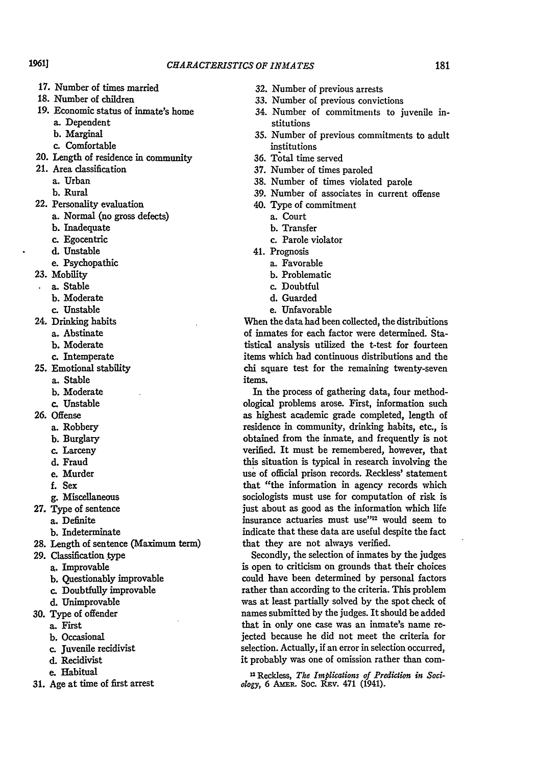17. Number of times married
18. Number of children
19. Economic status of inmate's home
    a. Dependent
    b. Marginal
    c. Comfortable
20. Length of residence in community
21. Area classification
    a. Urban
    b. Rural
22. Personality evaluation
    a. Normal (no gross defects)
    b. Inadequate
    c. Egocentric
    d. Unstable
    e. Psychopathic
23. Mobility
    a. Stable
    b. Moderate
    c. Unstable
24. Drinking habits
    a. Abstinate
    b. Moderate
    c. Intemperate
25. Emotional stability
    a. Stable
    b. Moderate
    c. Unstable
26. Offense
    a. Robbery
    b. Burglary
    c. Larceny
    d. Fraud
    e. Murder
    f. Sex
    g. Miscellaneous
27. Type of sentence
    a. Definite
    b. Indeterminate
28. Length of sentence (Maximum term)
29. Classification type
    a. Improvable
    b. Questionably improvable
    c. Doubtfully improvable
    d. Unimprovable
30. Type of offender
    a. First
    b. Occasional
    c. Juvenile recidivist
    d. Recidivist
    e. Habitual
31. Age at time of first arrest
32. Number of previous arrests
33. Number of previous convictions
34. Number of commitments to juvenile institutions
35. Number of previous commitments to adult institutions
36. Total time served
37. Number of times paroled
38. Number of times violated parole
39. Number of associates in current offense
40. Type of commitment
    a. Court
    b. Transfer
    c. Parole violator
41. Prognosis
    a. Favorable
    b. Problematic
    c. Doubtful
    d. Guarded
    e. Unfavorable

When the data had been collected, the distributions of inmates for each factor were determined. Statistical analysis utilized the t-test for fourteen items which had continuous distributions and the chi square test for the remaining twenty-seven items.

In the process of gathering data, four methodological problems arose. First, information such as highest academic grade completed, length of residence in community, drinking habits, etc., is obtained from the inmate, and frequently is not verified. It must be remembered, however, that this situation is typical in research involving the use of official prison records. Reckless' statement that "the information in agency records which sociologists must use for computation of risk is just about as good as the information which life insurance actuaries must use"[12] would seem to indicate that these data are useful despite the fact that they are not always verified.

Secondly, the selection of inmates by the judges is open to criticism on grounds that their choices could have been determined by personal factors rather than according to the criteria. This problem was at least partially solved by the spot check of names submitted by the judges. It should be added that in only one case was an inmate's name rejected because he did not meet the criteria for selection. Actually, if an error in selection occurred, it probably was one of omission rather than com-

[12] Reckless, *The Implications of Prediction in Sociology*, 6 Amer. Soc. Rev. 471 (1941).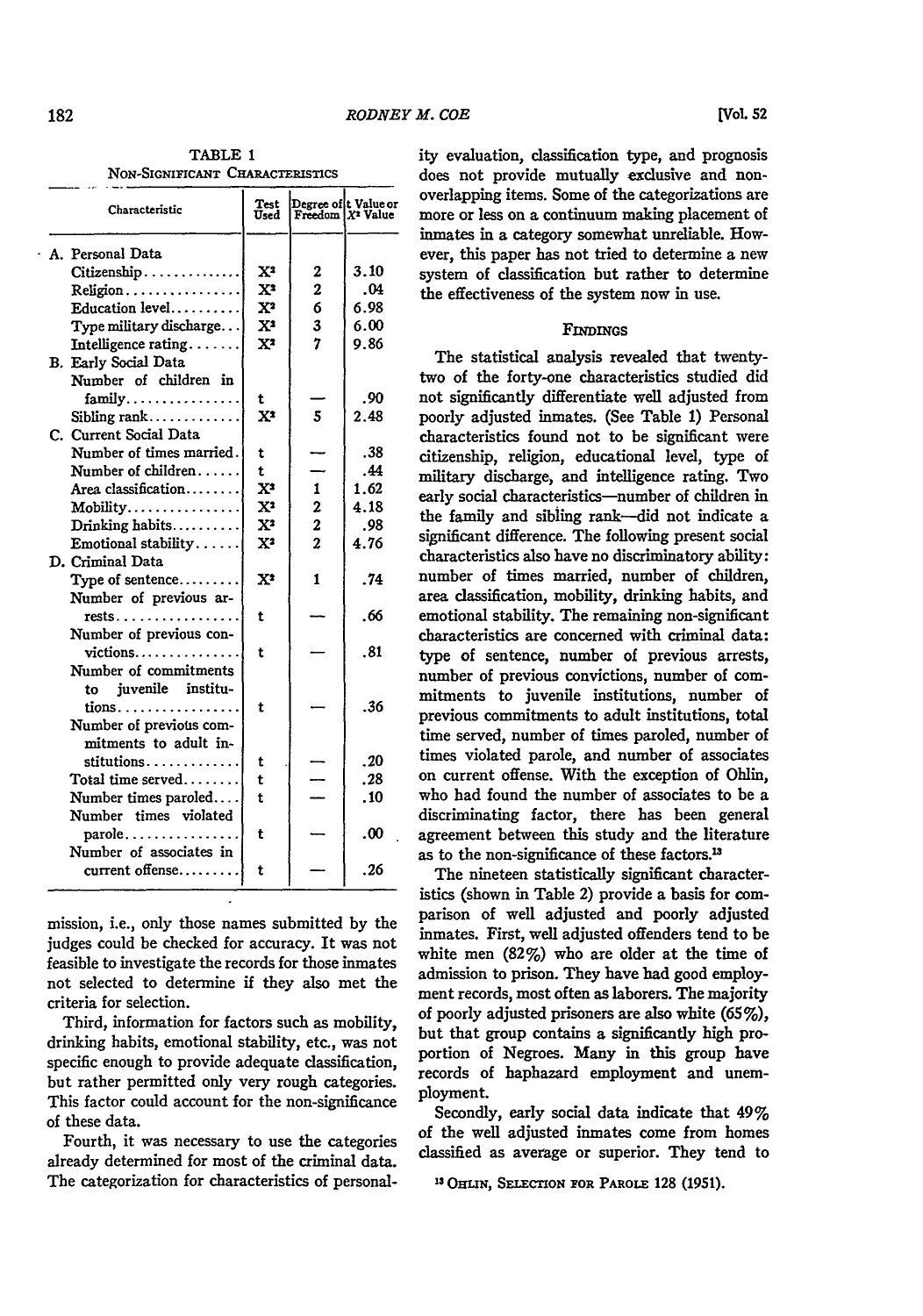TABLE 1

NON-SIGNIFICANT CHARACTERISTICS

| Characteristic | Test Used | Degree of Freedom | t Value or $X^2$ Value |
|---|---|---|---|
| A. Personal Data | | | |
| Citizenship | $X^2$ | 2 | 3.10 |
| Religion | $X^2$ | 2 | .04 |
| Education level | $X^2$ | 6 | 6.98 |
| Type military discharge | $X^2$ | 3 | 6.00 |
| Intelligence rating | $X^2$ | 7 | 9.86 |
| B. Early Social Data | | | |
| Number of children in family | t | — | .90 |
| Sibling rank | $X^2$ | 5 | 2.48 |
| C. Current Social Data | | | |
| Number of times married | t | — | .38 |
| Number of children | t | — | .44 |
| Area classification | $X^2$ | 1 | 1.62 |
| Mobility | $X^2$ | 2 | 4.18 |
| Drinking habits | $X^2$ | 2 | .98 |
| Emotional stability | $X^2$ | 2 | 4.76 |
| D. Criminal Data | | | |
| Type of sentence | $X^2$ | 1 | .74 |
| Number of previous arrests | t | — | .66 |
| Number of previous convictions | t | — | .81 |
| Number of commitments to juvenile institutions | t | — | .36 |
| Number of previous commitments to adult institutions | t | — | .20 |
| Total time served | t | — | .28 |
| Number times paroled | t | — | .10 |
| Number times violated parole | t | — | .00 |
| Number of associates in current offense | t | — | .26 |

mission, i.e., only those names submitted by the judges could be checked for accuracy. It was not feasible to investigate the records for those inmates not selected to determine if they also met the criteria for selection.

Third, information for factors such as mobility, drinking habits, emotional stability, etc., was not specific enough to provide adequate classification, but rather permitted only very rough categories. This factor could account for the non-significance of these data.

Fourth, it was necessary to use the categories already determined for most of the criminal data. The categorization for characteristics of personality evaluation, classification type, and prognosis does not provide mutually exclusive and non-overlapping items. Some of the categorizations are more or less on a continuum making placement of inmates in a category somewhat unreliable. However, this paper has not tried to determine a new system of classification but rather to determine the effectiveness of the system now in use.

## FINDINGS

The statistical analysis revealed that twenty-two of the forty-one characteristics studied did not significantly differentiate well adjusted from poorly adjusted inmates. (See Table 1) Personal characteristics found not to be significant were citizenship, religion, educational level, type of military discharge, and intelligence rating. Two early social characteristics—number of children in the family and sibling rank—did not indicate a significant difference. The following present social characteristics also have no discriminatory ability: number of times married, number of children, area classification, mobility, drinking habits, and emotional stability. The remaining non-significant characteristics are concerned with criminal data: type of sentence, number of previous arrests, number of previous convictions, number of commitments to juvenile institutions, number of previous commitments to adult institutions, total time served, number of times paroled, number of times violated parole, and number of associates on current offense. With the exception of Ohlin, who had found the number of associates to be a discriminating factor, there has been general agreement between this study and the literature as to the non-significance of these factors.[13]

The nineteen statistically significant characteristics (shown in Table 2) provide a basis for comparison of well adjusted and poorly adjusted inmates. First, well adjusted offenders tend to be white men (82%) who are older at the time of admission to prison. They have had good employment records, most often as laborers. The majority of poorly adjusted prisoners are also white (65%), but that group contains a significantly high proportion of Negroes. Many in this group have records of haphazard employment and unemployment.

Secondly, early social data indicate that 49% of the well adjusted inmates come from homes classified as average or superior. They tend to

[13] OHLIN, SELECTION FOR PAROLE 128 (1951).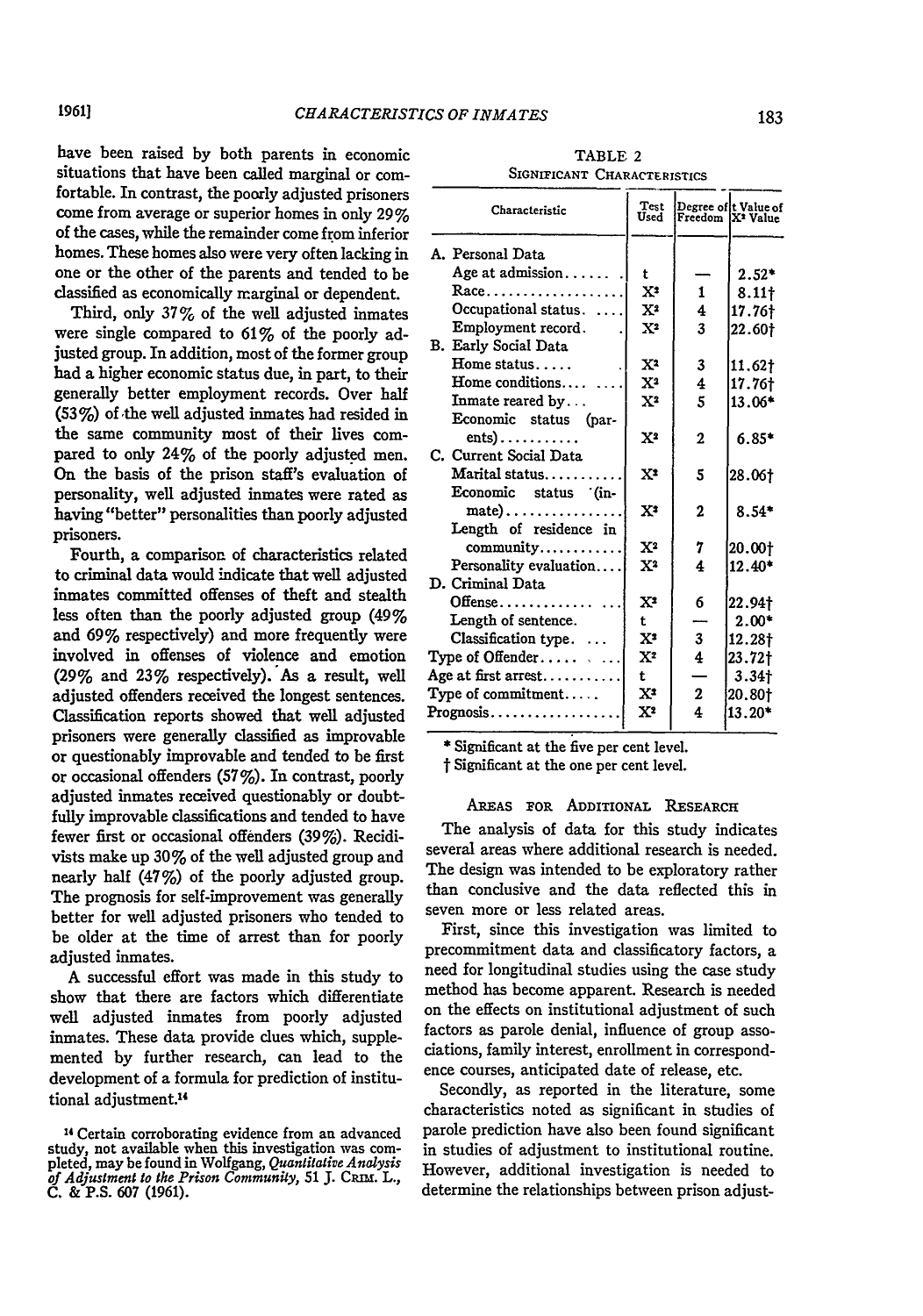have been raised by both parents in economic situations that have been called marginal or comfortable. In contrast, the poorly adjusted prisoners come from average or superior homes in only 29% of the cases, while the remainder come from inferior homes. These homes also were very often lacking in one or the other of the parents and tended to be classified as economically marginal or dependent.

Third, only 37% of the well adjusted inmates were single compared to 61% of the poorly adjusted group. In addition, most of the former group had a higher economic status due, in part, to their generally better employment records. Over half (53%) of the well adjusted inmates had resided in the same community most of their lives compared to only 24% of the poorly adjusted men. On the basis of the prison staff's evaluation of personality, well adjusted inmates were rated as having "better" personalities than poorly adjusted prisoners.

Fourth, a comparison of characteristics related to criminal data would indicate that well adjusted inmates committed offenses of theft and stealth less often than the poorly adjusted group (49% and 69% respectively) and more frequently were involved in offenses of violence and emotion (29% and 23% respectively). As a result, well adjusted offenders received the longest sentences. Classification reports showed that well adjusted prisoners were generally classified as improvable or questionably improvable and tended to be first or occasional offenders (57%). In contrast, poorly adjusted inmates received questionably or doubtfully improvable classifications and tended to have fewer first or occasional offenders (39%). Recidivists make up 30% of the well adjusted group and nearly half (47%) of the poorly adjusted group. The prognosis for self-improvement was generally better for well adjusted prisoners who tended to be older at the time of arrest than for poorly adjusted inmates.

A successful effort was made in this study to show that there are factors which differentiate well adjusted inmates from poorly adjusted inmates. These data provide clues which, supplemented by further research, can lead to the development of a formula for prediction of institutional adjustment.[14]

TABLE 2

SIGNIFICANT CHARACTERISTICS

| Characteristic | Test Used | Degree of Freedom | t Value of $X^2$ Value |
|---|---|---|---|
| A. Personal Data | | | |
| Age at admission | t | — | 2.52* |
| Race | $X^2$ | 1 | 8.11† |
| Occupational status | $X^2$ | 4 | 17.76† |
| Employment record | $X^2$ | 3 | 22.60† |
| B. Early Social Data | | | |
| Home status | $X^2$ | 3 | 11.62† |
| Home conditions | $X^2$ | 4 | 17.76† |
| Inmate reared by | $X^2$ | 5 | 13.06* |
| Economic status (parents) | $X^2$ | 2 | 6.85* |
| C. Current Social Data | | | |
| Marital status | $X^2$ | 5 | 28.06† |
| Economic status (inmate) | $X^2$ | 2 | 8.54* |
| Length of residence in community | $X^2$ | 7 | 20.00† |
| Personality evaluation | $X^2$ | 4 | 12.40* |
| D. Criminal Data | | | |
| Offense | $X^2$ | 6 | 22.94† |
| Length of sentence | t | — | 2.00* |
| Classification type | $X^2$ | 3 | 12.28† |
| Type of Offender | $X^2$ | 4 | 23.72† |
| Age at first arrest | t | — | 3.34† |
| Type of commitment | $X^2$ | 2 | 20.80† |
| Prognosis | $X^2$ | 4 | 13.20* |

\* Significant at the five per cent level.

† Significant at the one per cent level.

## AREAS FOR ADDITIONAL RESEARCH

The analysis of data for this study indicates several areas where additional research is needed. The design was intended to be exploratory rather than conclusive and the data reflected this in seven more or less related areas.

First, since this investigation was limited to precommitment data and classificatory factors, a need for longitudinal studies using the case study method has become apparent. Research is needed on the effects on institutional adjustment of such factors as parole denial, influence of group associations, family interest, enrollment in correspondence courses, anticipated date of release, etc.

Secondly, as reported in the literature, some characteristics noted as significant in studies of parole prediction have also been found significant in studies of adjustment to institutional routine. However, additional investigation is needed to determine the relationships between prison adjust-

[14] Certain corroborating evidence from an advanced study, not available when this investigation was completed, may be found in Wolfgang, *Quantitative Analysis of Adjustment to the Prison Community*, 51 J. CRIM. L., C. & P.S. 607 (1961).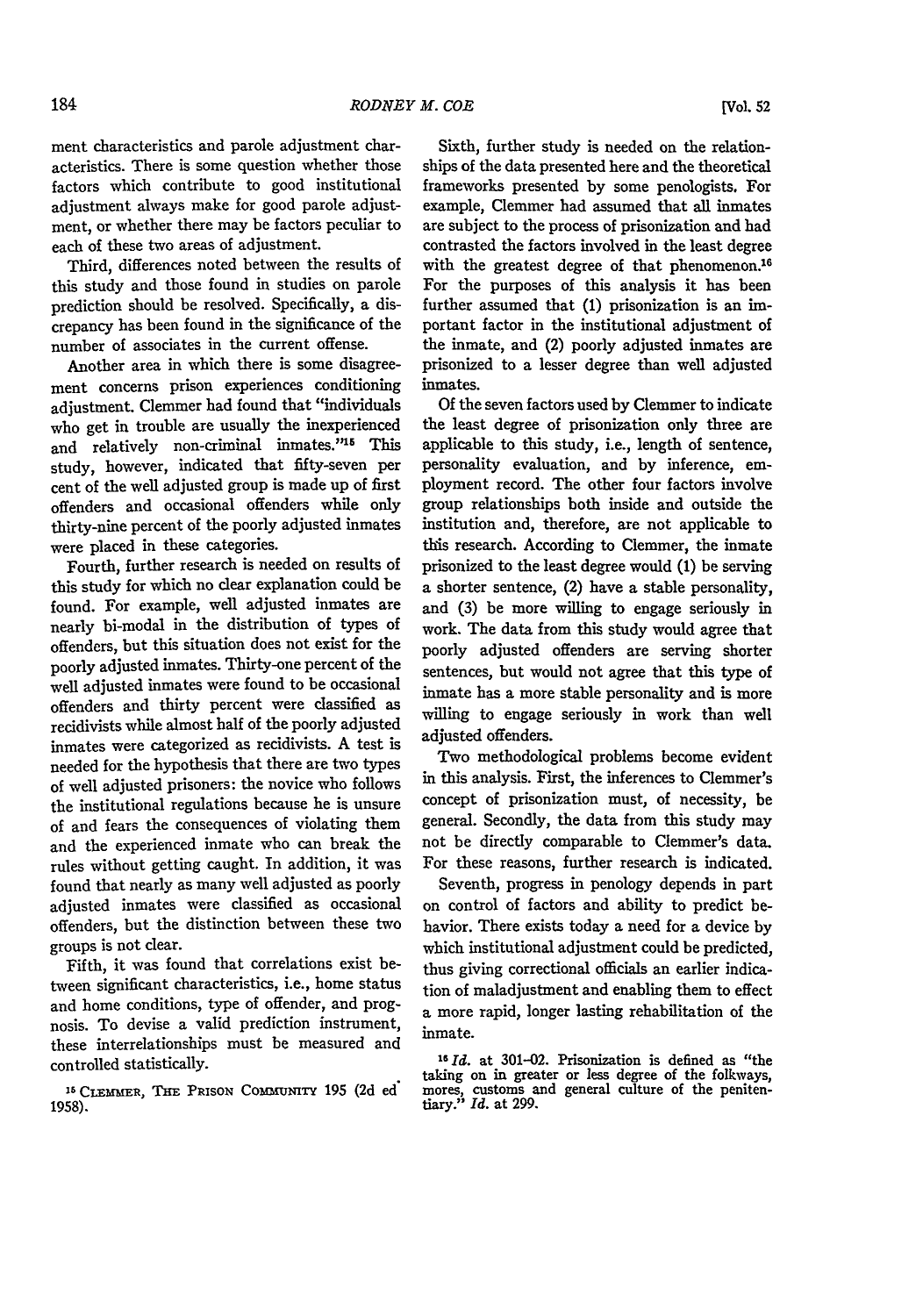ment characteristics and parole adjustment characteristics. There is some question whether those factors which contribute to good institutional adjustment always make for good parole adjustment, or whether there may be factors peculiar to each of these two areas of adjustment.

Third, differences noted between the results of this study and those found in studies on parole prediction should be resolved. Specifically, a discrepancy has been found in the significance of the number of associates in the current offense.

Another area in which there is some disagreement concerns prison experiences conditioning adjustment. Clemmer had found that "individuals who get in trouble are usually the inexperienced and relatively non-criminal inmates."[15] This study, however, indicated that fifty-seven per cent of the well adjusted group is made up of first offenders and occasional offenders while only thirty-nine percent of the poorly adjusted inmates were placed in these categories.

Fourth, further research is needed on results of this study for which no clear explanation could be found. For example, well adjusted inmates are nearly bi-modal in the distribution of types of offenders, but this situation does not exist for the poorly adjusted inmates. Thirty-one percent of the well adjusted inmates were found to be occasional offenders and thirty percent were classified as recidivists while almost half of the poorly adjusted inmates were categorized as recidivists. A test is needed for the hypothesis that there are two types of well adjusted prisoners: the novice who follows the institutional regulations because he is unsure of and fears the consequences of violating them and the experienced inmate who can break the rules without getting caught. In addition, it was found that nearly as many well adjusted as poorly adjusted inmates were classified as occasional offenders, but the distinction between these two groups is not clear.

Fifth, it was found that correlations exist between significant characteristics, i.e., home status and home conditions, type of offender, and prognosis. To devise a valid prediction instrument, these interrelationships must be measured and controlled statistically.

Sixth, further study is needed on the relationships of the data presented here and the theoretical frameworks presented by some penologists. For example, Clemmer had assumed that all inmates are subject to the process of prisonization and had contrasted the factors involved in the least degree with the greatest degree of that phenomenon.[16] For the purposes of this analysis it has been further assumed that (1) prisonization is an important factor in the institutional adjustment of the inmate, and (2) poorly adjusted inmates are prisonized to a lesser degree than well adjusted inmates.

Of the seven factors used by Clemmer to indicate the least degree of prisonization only three are applicable to this study, i.e., length of sentence, personality evaluation, and by inference, employment record. The other four factors involve group relationships both inside and outside the institution and, therefore, are not applicable to this research. According to Clemmer, the inmate prisonized to the least degree would (1) be serving a shorter sentence, (2) have a stable personality, and (3) be more willing to engage seriously in work. The data from this study would agree that poorly adjusted offenders are serving shorter sentences, but would not agree that this type of inmate has a more stable personality and is more willing to engage seriously in work than well adjusted offenders.

Two methodological problems become evident in this analysis. First, the inferences to Clemmer's concept of prisonization must, of necessity, be general. Secondly, the data from this study may not be directly comparable to Clemmer's data. For these reasons, further research is indicated.

Seventh, progress in penology depends in part on control of factors and ability to predict behavior. There exists today a need for a device by which institutional adjustment could be predicted, thus giving correctional officials an earlier indication of maladjustment and enabling them to effect a more rapid, longer lasting rehabilitation of the inmate.

[15] CLEMMER, THE PRISON COMMUNITY 195 (2d ed. 1958).

[16] *Id.* at 301-02. Prisonization is defined as "the taking on in greater or less degree of the folkways, mores, customs and general culture of the penitentiary." *Id.* at 299.